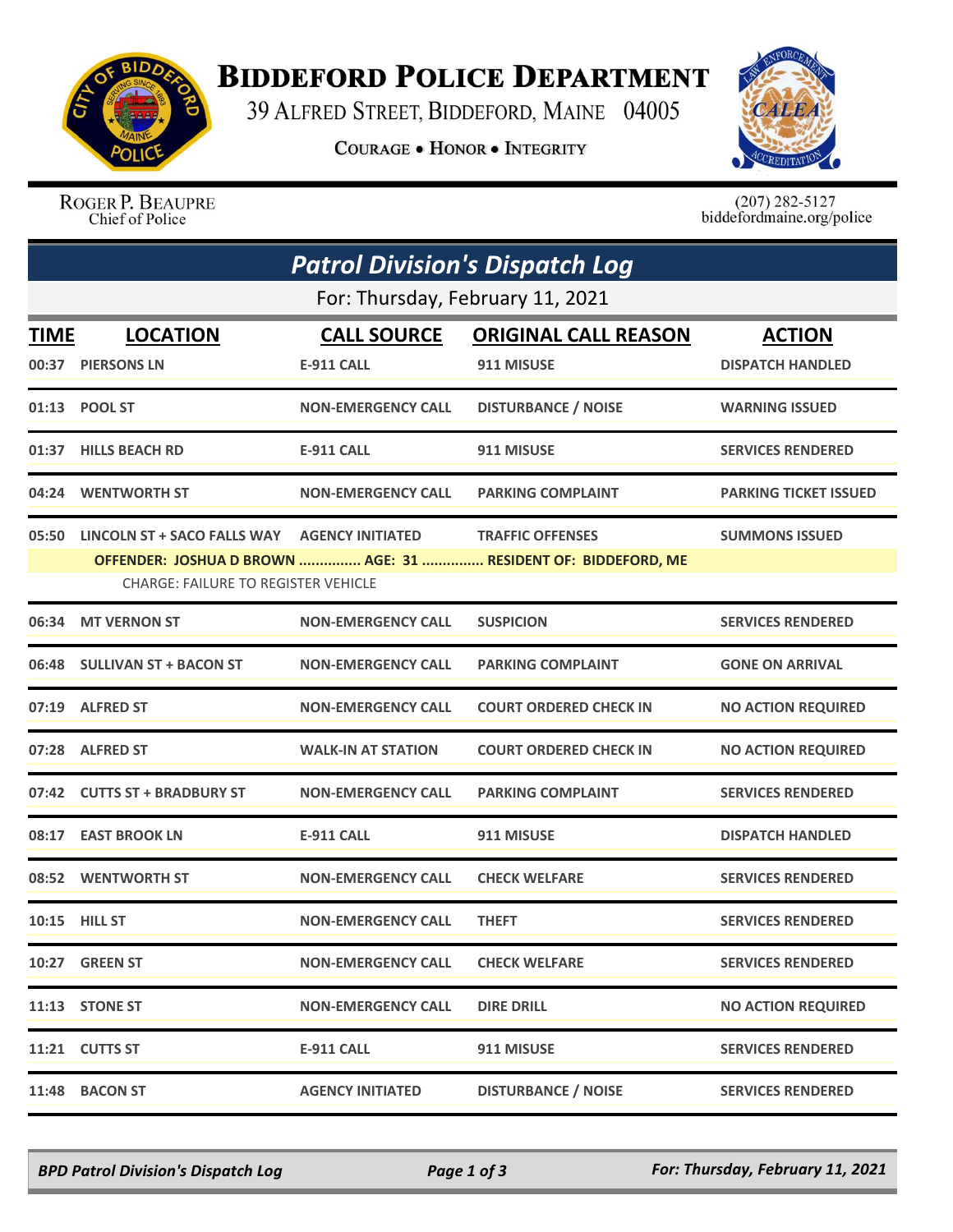# Biddeford Police Department

39 Alfred Street, Biddeford, Maine 04005

Courage • Honor • Integrity

Roger P. Beaupre
Chief of Police

(207) 282-5127
biddefordmaine.org/police

## Patrol Division's Dispatch Log

For: Thursday, February 11, 2021

| TIME | LOCATION | CALL SOURCE | ORIGINAL CALL REASON | ACTION |
|---|---|---|---|---|
| 00:37 | PIERSONS LN | E-911 CALL | 911 MISUSE | DISPATCH HANDLED |
| 01:13 | POOL ST | NON-EMERGENCY CALL | DISTURBANCE / NOISE | WARNING ISSUED |
| 01:37 | HILLS BEACH RD | E-911 CALL | 911 MISUSE | SERVICES RENDERED |
| 04:24 | WENTWORTH ST | NON-EMERGENCY CALL | PARKING COMPLAINT | PARKING TICKET ISSUED |
| 05:50 | LINCOLN ST + SACO FALLS WAY | AGENCY INITIATED | TRAFFIC OFFENSES | SUMMONS ISSUED |
| | OFFENDER: JOSHUA D BROWN ............... AGE: 31 ............... RESIDENT OF: BIDDEFORD, ME<br>CHARGE: FAILURE TO REGISTER VEHICLE | | | |
| 06:34 | MT VERNON ST | NON-EMERGENCY CALL | SUSPICION | SERVICES RENDERED |
| 06:48 | SULLIVAN ST + BACON ST | NON-EMERGENCY CALL | PARKING COMPLAINT | GONE ON ARRIVAL |
| 07:19 | ALFRED ST | NON-EMERGENCY CALL | COURT ORDERED CHECK IN | NO ACTION REQUIRED |
| 07:28 | ALFRED ST | WALK-IN AT STATION | COURT ORDERED CHECK IN | NO ACTION REQUIRED |
| 07:42 | CUTTS ST + BRADBURY ST | NON-EMERGENCY CALL | PARKING COMPLAINT | SERVICES RENDERED |
| 08:17 | EAST BROOK LN | E-911 CALL | 911 MISUSE | DISPATCH HANDLED |
| 08:52 | WENTWORTH ST | NON-EMERGENCY CALL | CHECK WELFARE | SERVICES RENDERED |
| 10:15 | HILL ST | NON-EMERGENCY CALL | THEFT | SERVICES RENDERED |
| 10:27 | GREEN ST | NON-EMERGENCY CALL | CHECK WELFARE | SERVICES RENDERED |
| 11:13 | STONE ST | NON-EMERGENCY CALL | DIRE DRILL | NO ACTION REQUIRED |
| 11:21 | CUTTS ST | E-911 CALL | 911 MISUSE | SERVICES RENDERED |
| 11:48 | BACON ST | AGENCY INITIATED | DISTURBANCE / NOISE | SERVICES RENDERED |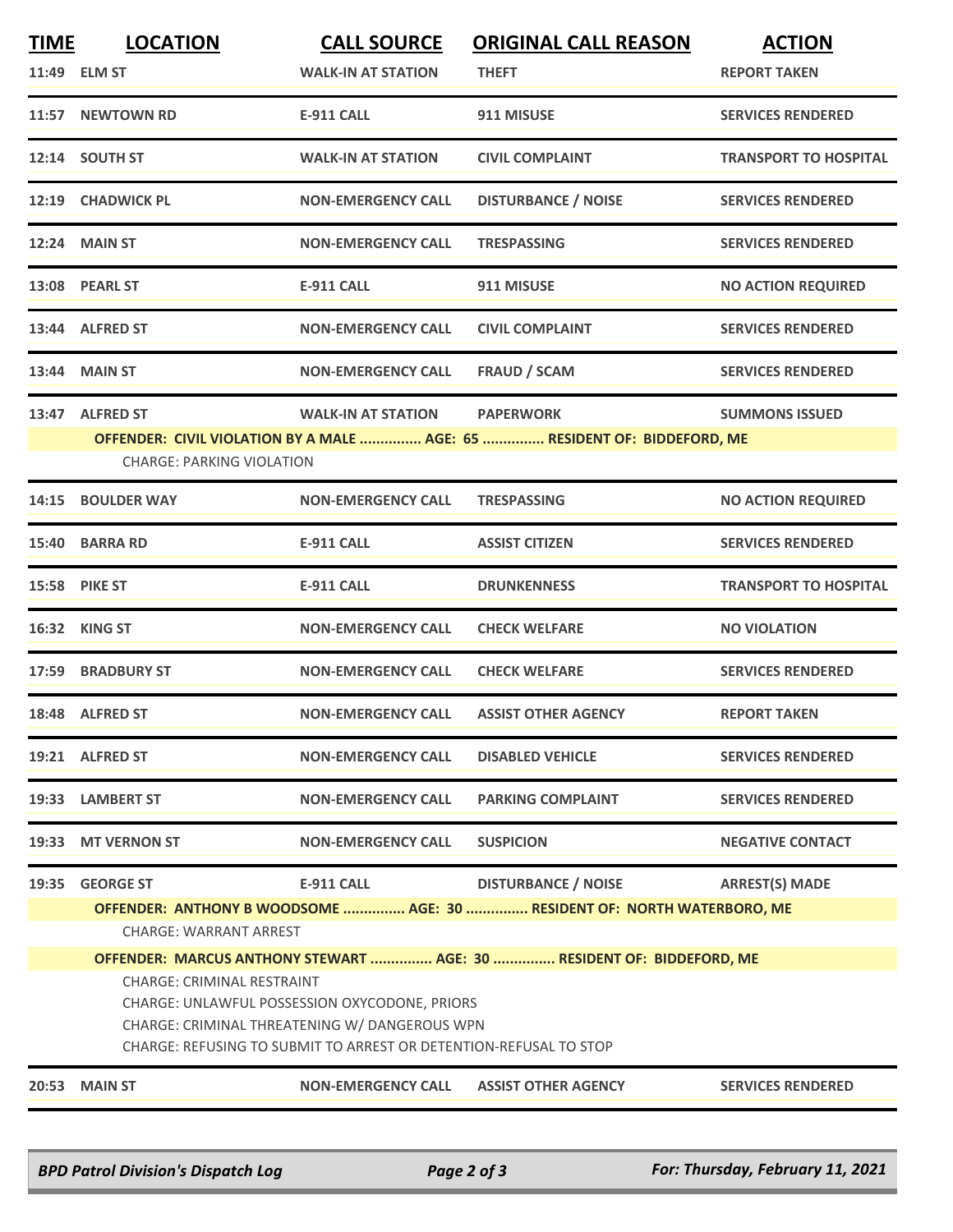| TIME | LOCATION | CALL SOURCE | ORIGINAL CALL REASON | ACTION |
|---|---|---|---|---|
| 11:49 | ELM ST | WALK-IN AT STATION | THEFT | REPORT TAKEN |
| 11:57 | NEWTOWN RD | E-911 CALL | 911 MISUSE | SERVICES RENDERED |
| 12:14 | SOUTH ST | WALK-IN AT STATION | CIVIL COMPLAINT | TRANSPORT TO HOSPITAL |
| 12:19 | CHADWICK PL | NON-EMERGENCY CALL | DISTURBANCE / NOISE | SERVICES RENDERED |
| 12:24 | MAIN ST | NON-EMERGENCY CALL | TRESPASSING | SERVICES RENDERED |
| 13:08 | PEARL ST | E-911 CALL | 911 MISUSE | NO ACTION REQUIRED |
| 13:44 | ALFRED ST | NON-EMERGENCY CALL | CIVIL COMPLAINT | SERVICES RENDERED |
| 13:44 | MAIN ST | NON-EMERGENCY CALL | FRAUD / SCAM | SERVICES RENDERED |
| 13:47 | ALFRED ST | WALK-IN AT STATION | PAPERWORK | SUMMONS ISSUED |

**OFFENDER: CIVIL VIOLATION BY A MALE ............... AGE: 65 ............... RESIDENT OF: BIDDEFORD, ME**

CHARGE: PARKING VIOLATION

| TIME | LOCATION | CALL SOURCE | ORIGINAL CALL REASON | ACTION |
|---|---|---|---|---|
| 14:15 | BOULDER WAY | NON-EMERGENCY CALL | TRESPASSING | NO ACTION REQUIRED |
| 15:40 | BARRA RD | E-911 CALL | ASSIST CITIZEN | SERVICES RENDERED |
| 15:58 | PIKE ST | E-911 CALL | DRUNKENNESS | TRANSPORT TO HOSPITAL |
| 16:32 | KING ST | NON-EMERGENCY CALL | CHECK WELFARE | NO VIOLATION |
| 17:59 | BRADBURY ST | NON-EMERGENCY CALL | CHECK WELFARE | SERVICES RENDERED |
| 18:48 | ALFRED ST | NON-EMERGENCY CALL | ASSIST OTHER AGENCY | REPORT TAKEN |
| 19:21 | ALFRED ST | NON-EMERGENCY CALL | DISABLED VEHICLE | SERVICES RENDERED |
| 19:33 | LAMBERT ST | NON-EMERGENCY CALL | PARKING COMPLAINT | SERVICES RENDERED |
| 19:33 | MT VERNON ST | NON-EMERGENCY CALL | SUSPICION | NEGATIVE CONTACT |
| 19:35 | GEORGE ST | E-911 CALL | DISTURBANCE / NOISE | ARREST(S) MADE |

**OFFENDER: ANTHONY B WOODSOME ............... AGE: 30 ............... RESIDENT OF: NORTH WATERBORO, ME**

CHARGE: WARRANT ARREST

**OFFENDER: MARCUS ANTHONY STEWART ............... AGE: 30 ............... RESIDENT OF: BIDDEFORD, ME**

CHARGE: CRIMINAL RESTRAINT
CHARGE: UNLAWFUL POSSESSION OXYCODONE, PRIORS
CHARGE: CRIMINAL THREATENING W/ DANGEROUS WPN
CHARGE: REFUSING TO SUBMIT TO ARREST OR DETENTION-REFUSAL TO STOP

| TIME | LOCATION | CALL SOURCE | ORIGINAL CALL REASON | ACTION |
|---|---|---|---|---|
| 20:53 | MAIN ST | NON-EMERGENCY CALL | ASSIST OTHER AGENCY | SERVICES RENDERED |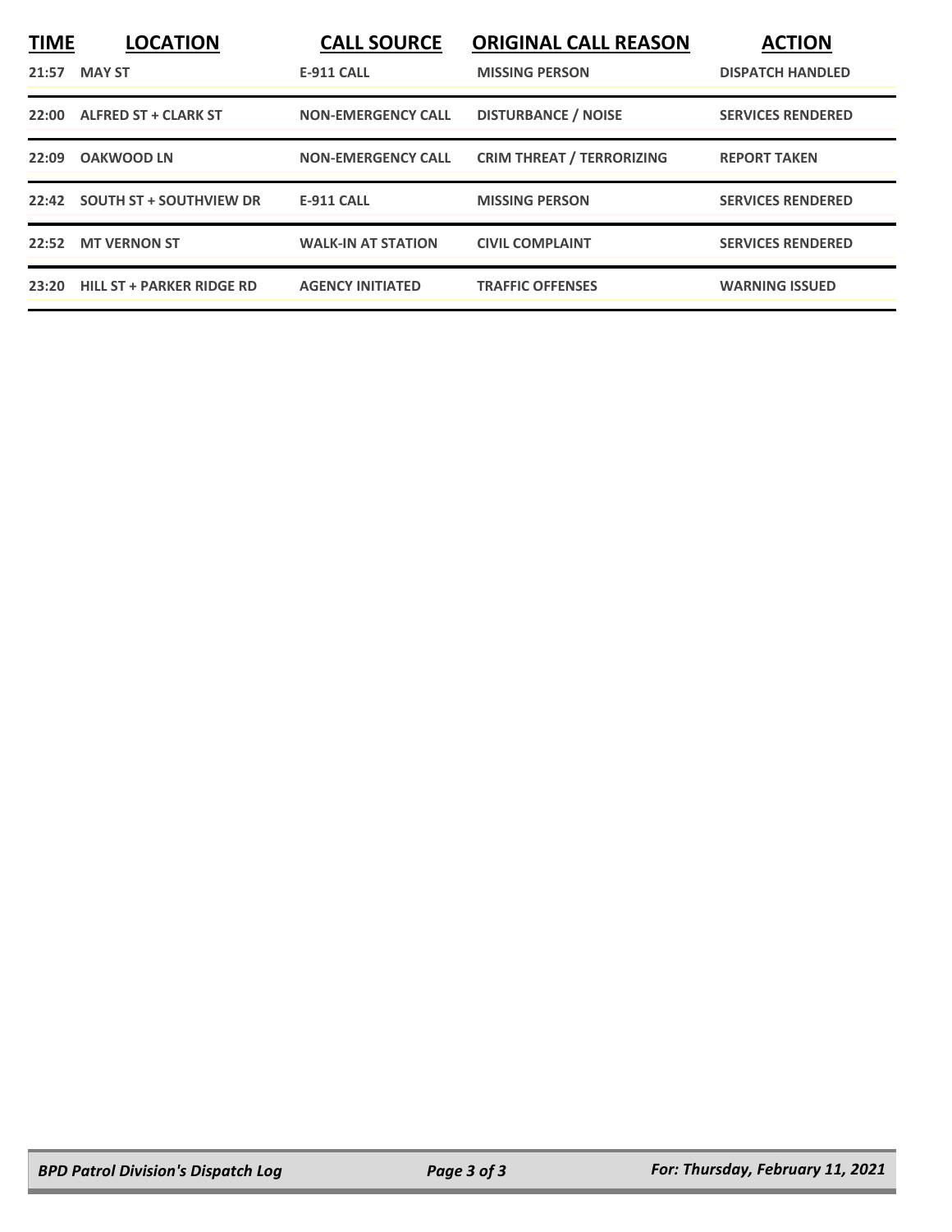| TIME | LOCATION | CALL SOURCE | ORIGINAL CALL REASON | ACTION |
|---|---|---|---|---|
| 21:57 | MAY ST | E-911 CALL | MISSING PERSON | DISPATCH HANDLED |
| 22:00 | ALFRED ST + CLARK ST | NON-EMERGENCY CALL | DISTURBANCE / NOISE | SERVICES RENDERED |
| 22:09 | OAKWOOD LN | NON-EMERGENCY CALL | CRIM THREAT / TERRORIZING | REPORT TAKEN |
| 22:42 | SOUTH ST + SOUTHVIEW DR | E-911 CALL | MISSING PERSON | SERVICES RENDERED |
| 22:52 | MT VERNON ST | WALK-IN AT STATION | CIVIL COMPLAINT | SERVICES RENDERED |
| 23:20 | HILL ST + PARKER RIDGE RD | AGENCY INITIATED | TRAFFIC OFFENSES | WARNING ISSUED |